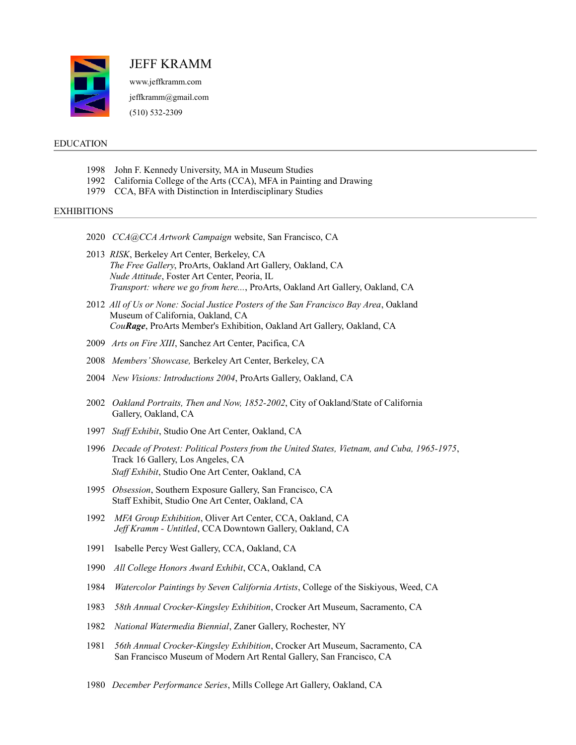# JEFF KRAMM

www.jeffkramm.com

jeffkramm@gmail.com

(510) 532-2309

## EDUCATION

1998 John F. Kennedy University, MA in Museum Studies
1992 California College of the Arts (CCA), MFA in Painting and Drawing
1979 CCA, BFA with Distinction in Interdisciplinary Studies

## EXHIBITIONS

2020 *CCA@CCA Artwork Campaign* website, San Francisco, CA

2013 *RISK*, Berkeley Art Center, Berkeley, CA
*The Free Gallery*, ProArts, Oakland Art Gallery, Oakland, CA
*Nude Attitude*, Foster Art Center, Peoria, IL
*Transport: where we go from here...*, ProArts, Oakland Art Gallery, Oakland, CA

2012 *All of Us or None: Social Justice Posters of the San Francisco Bay Area*, Oakland Museum of California, Oakland, CA
*Cou**Rage***, ProArts Member's Exhibition, Oakland Art Gallery, Oakland, CA

2009 *Arts on Fire XIII*, Sanchez Art Center, Pacifica, CA

2008 *Members' Showcase,* Berkeley Art Center, Berkeley, CA

2004 *New Visions: Introductions 2004*, ProArts Gallery, Oakland, CA

2002 *Oakland Portraits, Then and Now, 1852-2002*, City of Oakland/State of California Gallery, Oakland, CA

1997 *Staff Exhibit*, Studio One Art Center, Oakland, CA

1996 *Decade of Protest: Political Posters from the United States, Vietnam, and Cuba, 1965-1975*, Track 16 Gallery, Los Angeles, CA
*Staff Exhibit*, Studio One Art Center, Oakland, CA

1995 *Obsession*, Southern Exposure Gallery, San Francisco, CA
Staff Exhibit, Studio One Art Center, Oakland, CA

1992 *MFA Group Exhibition*, Oliver Art Center, CCA, Oakland, CA
*Jeff Kramm - Untitled*, CCA Downtown Gallery, Oakland, CA

1991 Isabelle Percy West Gallery, CCA, Oakland, CA

1990 *All College Honors Award Exhibit*, CCA, Oakland, CA

1984 *Watercolor Paintings by Seven California Artists*, College of the Siskiyous, Weed, CA

1983 *58th Annual Crocker-Kingsley Exhibition*, Crocker Art Museum, Sacramento, CA

1982 *National Watermedia Biennial*, Zaner Gallery, Rochester, NY

1981 *56th Annual Crocker-Kingsley Exhibition*, Crocker Art Museum, Sacramento, CA
San Francisco Museum of Modern Art Rental Gallery, San Francisco, CA

1980 *December Performance Series*, Mills College Art Gallery, Oakland, CA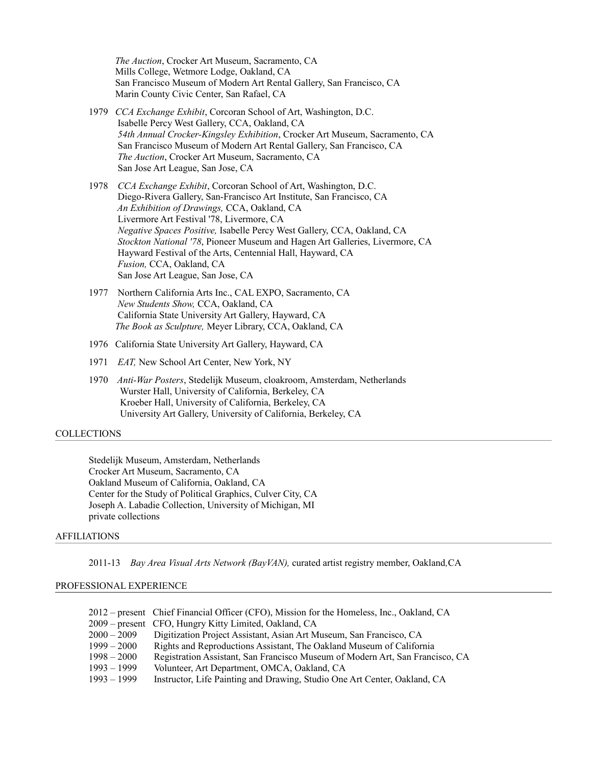*The Auction*, Crocker Art Museum, Sacramento, CA
Mills College, Wetmore Lodge, Oakland, CA
San Francisco Museum of Modern Art Rental Gallery, San Francisco, CA
Marin County Civic Center, San Rafael, CA

1979 *CCA Exchange Exhibit*, Corcoran School of Art, Washington, D.C.
Isabelle Percy West Gallery, CCA, Oakland, CA
*54th Annual Crocker-Kingsley Exhibition*, Crocker Art Museum, Sacramento, CA
San Francisco Museum of Modern Art Rental Gallery, San Francisco, CA
*The Auction*, Crocker Art Museum, Sacramento, CA
San Jose Art League, San Jose, CA

1978 *CCA Exchange Exhibit*, Corcoran School of Art, Washington, D.C.
Diego-Rivera Gallery, San-Francisco Art Institute, San Francisco, CA
*An Exhibition of Drawings,* CCA, Oakland, CA
Livermore Art Festival '78, Livermore, CA
*Negative Spaces Positive,* Isabelle Percy West Gallery, CCA, Oakland, CA
*Stockton National '78*, Pioneer Museum and Hagen Art Galleries, Livermore, CA
Hayward Festival of the Arts, Centennial Hall, Hayward, CA
*Fusion,* CCA, Oakland, CA
San Jose Art League, San Jose, CA

1977 Northern California Arts Inc., CAL EXPO, Sacramento, CA
*New Students Show,* CCA, Oakland, CA
California State University Art Gallery, Hayward, CA
*The Book as Sculpture,* Meyer Library, CCA, Oakland, CA

1976 California State University Art Gallery, Hayward, CA

1971 *EAT,* New School Art Center, New York, NY

1970 *Anti-War Posters*, Stedelijk Museum, cloakroom, Amsterdam, Netherlands
Wurster Hall, University of California, Berkeley, CA
Kroeber Hall, University of California, Berkeley, CA
University Art Gallery, University of California, Berkeley, CA

## COLLECTIONS

Stedelijk Museum, Amsterdam, Netherlands
Crocker Art Museum, Sacramento, CA
Oakland Museum of California, Oakland, CA
Center for the Study of Political Graphics, Culver City, CA
Joseph A. Labadie Collection, University of Michigan, MI
private collections

## AFFILIATIONS

2011-13 *Bay Area Visual Arts Network (BayVAN),* curated artist registry member, Oakland, CA

## PROFESSIONAL EXPERIENCE

2012 – present Chief Financial Officer (CFO), Mission for the Homeless, Inc., Oakland, CA
2009 – present CFO, Hungry Kitty Limited, Oakland, CA
2000 – 2009 Digitization Project Assistant, Asian Art Museum, San Francisco, CA
1999 – 2000 Rights and Reproductions Assistant, The Oakland Museum of California
1998 – 2000 Registration Assistant, San Francisco Museum of Modern Art, San Francisco, CA
1993 – 1999 Volunteer, Art Department, OMCA, Oakland, CA
1993 – 1999 Instructor, Life Painting and Drawing, Studio One Art Center, Oakland, CA